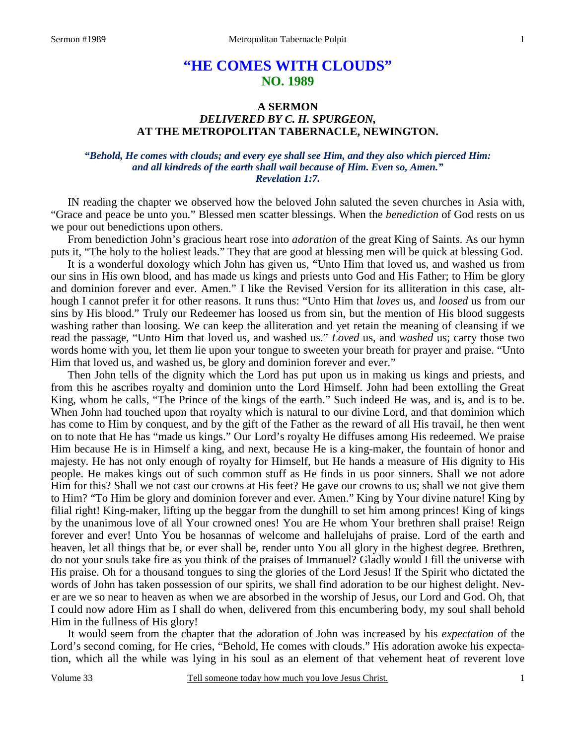# "HE COMES WITH CLOUDS"
## NO. 1989

### A SERMON
### *DELIVERED BY C. H. SPURGEON,*
### AT THE METROPOLITAN TABERNACLE, NEWINGTON.

***"Behold, He comes with clouds; and every eye shall see Him, and they also which pierced Him: and all kindreds of the earth shall wail because of Him. Even so, Amen." Revelation 1:7.***

IN reading the chapter we observed how the beloved John saluted the seven churches in Asia with, "Grace and peace be unto you." Blessed men scatter blessings. When the *benediction* of God rests on us we pour out benedictions upon others.

From benediction John's gracious heart rose into *adoration* of the great King of Saints. As our hymn puts it, "The holy to the holiest leads." They that are good at blessing men will be quick at blessing God.

It is a wonderful doxology which John has given us, "Unto Him that loved us, and washed us from our sins in His own blood, and has made us kings and priests unto God and His Father; to Him be glory and dominion forever and ever. Amen." I like the Revised Version for its alliteration in this case, although I cannot prefer it for other reasons. It runs thus: "Unto Him that *loves* us, and *loosed* us from our sins by His blood." Truly our Redeemer has loosed us from sin, but the mention of His blood suggests washing rather than loosing. We can keep the alliteration and yet retain the meaning of cleansing if we read the passage, "Unto Him that loved us, and washed us." *Loved* us, and *washed* us; carry those two words home with you, let them lie upon your tongue to sweeten your breath for prayer and praise. "Unto Him that loved us, and washed us, be glory and dominion forever and ever."

Then John tells of the dignity which the Lord has put upon us in making us kings and priests, and from this he ascribes royalty and dominion unto the Lord Himself. John had been extolling the Great King, whom he calls, "The Prince of the kings of the earth." Such indeed He was, and is, and is to be. When John had touched upon that royalty which is natural to our divine Lord, and that dominion which has come to Him by conquest, and by the gift of the Father as the reward of all His travail, he then went on to note that He has "made us kings." Our Lord's royalty He diffuses among His redeemed. We praise Him because He is in Himself a king, and next, because He is a king-maker, the fountain of honor and majesty. He has not only enough of royalty for Himself, but He hands a measure of His dignity to His people. He makes kings out of such common stuff as He finds in us poor sinners. Shall we not adore Him for this? Shall we not cast our crowns at His feet? He gave our crowns to us; shall we not give them to Him? "To Him be glory and dominion forever and ever. Amen." King by Your divine nature! King by filial right! King-maker, lifting up the beggar from the dunghill to set him among princes! King of kings by the unanimous love of all Your crowned ones! You are He whom Your brethren shall praise! Reign forever and ever! Unto You be hosannas of welcome and hallelujahs of praise. Lord of the earth and heaven, let all things that be, or ever shall be, render unto You all glory in the highest degree. Brethren, do not your souls take fire as you think of the praises of Immanuel? Gladly would I fill the universe with His praise. Oh for a thousand tongues to sing the glories of the Lord Jesus! If the Spirit who dictated the words of John has taken possession of our spirits, we shall find adoration to be our highest delight. Never are we so near to heaven as when we are absorbed in the worship of Jesus, our Lord and God. Oh, that I could now adore Him as I shall do when, delivered from this encumbering body, my soul shall behold Him in the fullness of His glory!

It would seem from the chapter that the adoration of John was increased by his *expectation* of the Lord's second coming, for He cries, "Behold, He comes with clouds." His adoration awoke his expectation, which all the while was lying in his soul as an element of that vehement heat of reverent love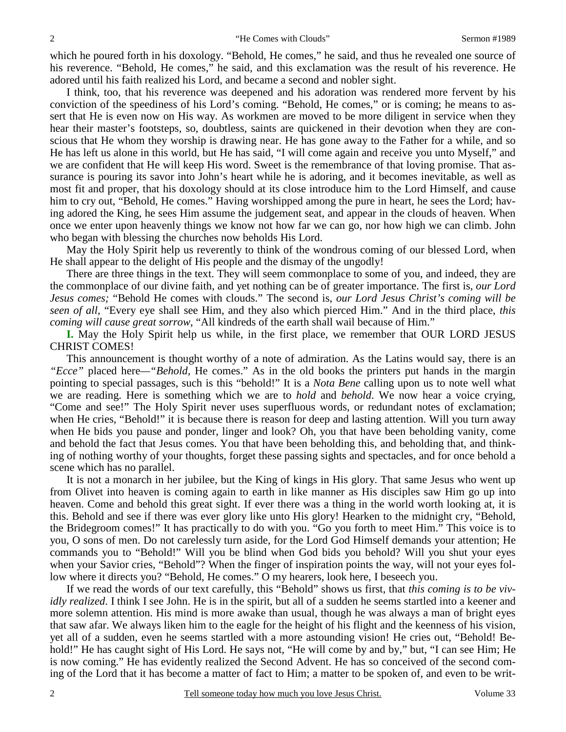which he poured forth in his doxology. "Behold, He comes," he said, and thus he revealed one source of his reverence. "Behold, He comes," he said, and this exclamation was the result of his reverence. He adored until his faith realized his Lord, and became a second and nobler sight.

I think, too, that his reverence was deepened and his adoration was rendered more fervent by his conviction of the speediness of his Lord's coming. "Behold, He comes," or is coming; he means to assert that He is even now on His way. As workmen are moved to be more diligent in service when they hear their master's footsteps, so, doubtless, saints are quickened in their devotion when they are conscious that He whom they worship is drawing near. He has gone away to the Father for a while, and so He has left us alone in this world, but He has said, "I will come again and receive you unto Myself," and we are confident that He will keep His word. Sweet is the remembrance of that loving promise. That assurance is pouring its savor into John's heart while he is adoring, and it becomes inevitable, as well as most fit and proper, that his doxology should at its close introduce him to the Lord Himself, and cause him to cry out, "Behold, He comes." Having worshipped among the pure in heart, he sees the Lord; having adored the King, he sees Him assume the judgement seat, and appear in the clouds of heaven. When once we enter upon heavenly things we know not how far we can go, nor how high we can climb. John who began with blessing the churches now beholds His Lord.

May the Holy Spirit help us reverently to think of the wondrous coming of our blessed Lord, when He shall appear to the delight of His people and the dismay of the ungodly!

There are three things in the text. They will seem commonplace to some of you, and indeed, they are the commonplace of our divine faith, and yet nothing can be of greater importance. The first is, *our Lord Jesus comes;* "Behold He comes with clouds." The second is, *our Lord Jesus Christ's coming will be seen of all,* "Every eye shall see Him, and they also which pierced Him." And in the third place, *this coming will cause great sorrow,* "All kindreds of the earth shall wail because of Him."

**I.** May the Holy Spirit help us while, in the first place, we remember that OUR LORD JESUS CHRIST COMES!

This announcement is thought worthy of a note of admiration. As the Latins would say, there is an *"Ecce"* placed here—*"Behold,* He comes." As in the old books the printers put hands in the margin pointing to special passages, such is this "behold!" It is a *Nota Bene* calling upon us to note well what we are reading. Here is something which we are to *hold* and *behold*. We now hear a voice crying, "Come and see!" The Holy Spirit never uses superfluous words, or redundant notes of exclamation; when He cries, "Behold!" it is because there is reason for deep and lasting attention. Will you turn away when He bids you pause and ponder, linger and look? Oh, you that have been beholding vanity, come and behold the fact that Jesus comes. You that have been beholding this, and beholding that, and thinking of nothing worthy of your thoughts, forget these passing sights and spectacles, and for once behold a scene which has no parallel.

It is not a monarch in her jubilee, but the King of kings in His glory. That same Jesus who went up from Olivet into heaven is coming again to earth in like manner as His disciples saw Him go up into heaven. Come and behold this great sight. If ever there was a thing in the world worth looking at, it is this. Behold and see if there was ever glory like unto His glory! Hearken to the midnight cry, "Behold, the Bridegroom comes!" It has practically to do with you. "Go you forth to meet Him." This voice is to you, O sons of men. Do not carelessly turn aside, for the Lord God Himself demands your attention; He commands you to "Behold!" Will you be blind when God bids you behold? Will you shut your eyes when your Savior cries, "Behold"? When the finger of inspiration points the way, will not your eyes follow where it directs you? "Behold, He comes." O my hearers, look here, I beseech you.

If we read the words of our text carefully, this "Behold" shows us first, that *this coming is to be vividly realized*. I think I see John. He is in the spirit, but all of a sudden he seems startled into a keener and more solemn attention. His mind is more awake than usual, though he was always a man of bright eyes that saw afar. We always liken him to the eagle for the height of his flight and the keenness of his vision, yet all of a sudden, even he seems startled with a more astounding vision! He cries out, "Behold! Behold!" He has caught sight of His Lord. He says not, "He will come by and by," but, "I can see Him; He is now coming." He has evidently realized the Second Advent. He has so conceived of the second coming of the Lord that it has become a matter of fact to Him; a matter to be spoken of, and even to be writ-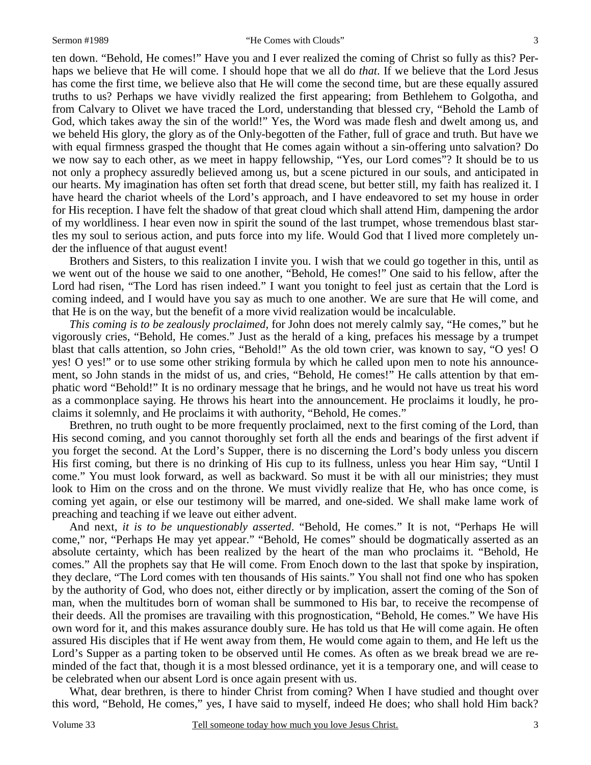ten down. "Behold, He comes!" Have you and I ever realized the coming of Christ so fully as this? Perhaps we believe that He will come. I should hope that we all do *that*. If we believe that the Lord Jesus has come the first time, we believe also that He will come the second time, but are these equally assured truths to us? Perhaps we have vividly realized the first appearing; from Bethlehem to Golgotha, and from Calvary to Olivet we have traced the Lord, understanding that blessed cry, "Behold the Lamb of God, which takes away the sin of the world!" Yes, the Word was made flesh and dwelt among us, and we beheld His glory, the glory as of the Only-begotten of the Father, full of grace and truth. But have we with equal firmness grasped the thought that He comes again without a sin-offering unto salvation? Do we now say to each other, as we meet in happy fellowship, "Yes, our Lord comes"? It should be to us not only a prophecy assuredly believed among us, but a scene pictured in our souls, and anticipated in our hearts. My imagination has often set forth that dread scene, but better still, my faith has realized it. I have heard the chariot wheels of the Lord's approach, and I have endeavored to set my house in order for His reception. I have felt the shadow of that great cloud which shall attend Him, dampening the ardor of my worldliness. I hear even now in spirit the sound of the last trumpet, whose tremendous blast startles my soul to serious action, and puts force into my life. Would God that I lived more completely under the influence of that august event!

Brothers and Sisters, to this realization I invite you. I wish that we could go together in this, until as we went out of the house we said to one another, "Behold, He comes!" One said to his fellow, after the Lord had risen, "The Lord has risen indeed." I want you tonight to feel just as certain that the Lord is coming indeed, and I would have you say as much to one another. We are sure that He will come, and that He is on the way, but the benefit of a more vivid realization would be incalculable.

*This coming is to be zealously proclaimed,* for John does not merely calmly say, "He comes," but he vigorously cries, "Behold, He comes." Just as the herald of a king, prefaces his message by a trumpet blast that calls attention, so John cries, "Behold!" As the old town crier, was known to say, "O yes! O yes! O yes!" or to use some other striking formula by which he called upon men to note his announcement, so John stands in the midst of us, and cries, "Behold, He comes!" He calls attention by that emphatic word "Behold!" It is no ordinary message that he brings, and he would not have us treat his word as a commonplace saying. He throws his heart into the announcement. He proclaims it loudly, he proclaims it solemnly, and He proclaims it with authority, "Behold, He comes."

Brethren, no truth ought to be more frequently proclaimed, next to the first coming of the Lord, than His second coming, and you cannot thoroughly set forth all the ends and bearings of the first advent if you forget the second. At the Lord's Supper, there is no discerning the Lord's body unless you discern His first coming, but there is no drinking of His cup to its fullness, unless you hear Him say, "Until I come." You must look forward, as well as backward. So must it be with all our ministries; they must look to Him on the cross and on the throne. We must vividly realize that He, who has once come, is coming yet again, or else our testimony will be marred, and one-sided. We shall make lame work of preaching and teaching if we leave out either advent.

And next, *it is to be unquestionably asserted*. "Behold, He comes." It is not, "Perhaps He will come," nor, "Perhaps He may yet appear." "Behold, He comes" should be dogmatically asserted as an absolute certainty, which has been realized by the heart of the man who proclaims it. "Behold, He comes." All the prophets say that He will come. From Enoch down to the last that spoke by inspiration, they declare, "The Lord comes with ten thousands of His saints." You shall not find one who has spoken by the authority of God, who does not, either directly or by implication, assert the coming of the Son of man, when the multitudes born of woman shall be summoned to His bar, to receive the recompense of their deeds. All the promises are travailing with this prognostication, "Behold, He comes." We have His own word for it, and this makes assurance doubly sure. He has told us that He will come again. He often assured His disciples that if He went away from them, He would come again to them, and He left us the Lord's Supper as a parting token to be observed until He comes. As often as we break bread we are reminded of the fact that, though it is a most blessed ordinance, yet it is a temporary one, and will cease to be celebrated when our absent Lord is once again present with us.

What, dear brethren, is there to hinder Christ from coming? When I have studied and thought over this word, "Behold, He comes," yes, I have said to myself, indeed He does; who shall hold Him back?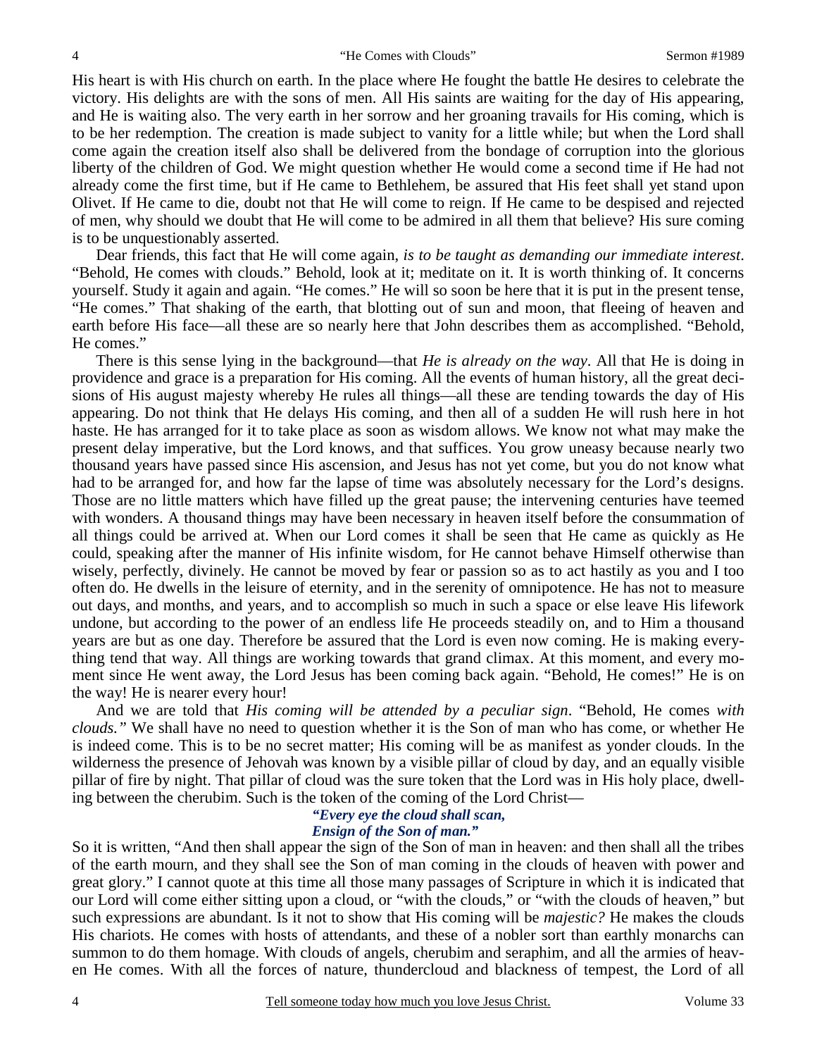His heart is with His church on earth. In the place where He fought the battle He desires to celebrate the victory. His delights are with the sons of men. All His saints are waiting for the day of His appearing, and He is waiting also. The very earth in her sorrow and her groaning travails for His coming, which is to be her redemption. The creation is made subject to vanity for a little while; but when the Lord shall come again the creation itself also shall be delivered from the bondage of corruption into the glorious liberty of the children of God. We might question whether He would come a second time if He had not already come the first time, but if He came to Bethlehem, be assured that His feet shall yet stand upon Olivet. If He came to die, doubt not that He will come to reign. If He came to be despised and rejected of men, why should we doubt that He will come to be admired in all them that believe? His sure coming is to be unquestionably asserted.

Dear friends, this fact that He will come again, *is to be taught as demanding our immediate interest*. "Behold, He comes with clouds." Behold, look at it; meditate on it. It is worth thinking of. It concerns yourself. Study it again and again. "He comes." He will so soon be here that it is put in the present tense, "He comes." That shaking of the earth, that blotting out of sun and moon, that fleeing of heaven and earth before His face—all these are so nearly here that John describes them as accomplished. "Behold, He comes."

There is this sense lying in the background—that *He is already on the way*. All that He is doing in providence and grace is a preparation for His coming. All the events of human history, all the great decisions of His august majesty whereby He rules all things—all these are tending towards the day of His appearing. Do not think that He delays His coming, and then all of a sudden He will rush here in hot haste. He has arranged for it to take place as soon as wisdom allows. We know not what may make the present delay imperative, but the Lord knows, and that suffices. You grow uneasy because nearly two thousand years have passed since His ascension, and Jesus has not yet come, but you do not know what had to be arranged for, and how far the lapse of time was absolutely necessary for the Lord's designs. Those are no little matters which have filled up the great pause; the intervening centuries have teemed with wonders. A thousand things may have been necessary in heaven itself before the consummation of all things could be arrived at. When our Lord comes it shall be seen that He came as quickly as He could, speaking after the manner of His infinite wisdom, for He cannot behave Himself otherwise than wisely, perfectly, divinely. He cannot be moved by fear or passion so as to act hastily as you and I too often do. He dwells in the leisure of eternity, and in the serenity of omnipotence. He has not to measure out days, and months, and years, and to accomplish so much in such a space or else leave His lifework undone, but according to the power of an endless life He proceeds steadily on, and to Him a thousand years are but as one day. Therefore be assured that the Lord is even now coming. He is making everything tend that way. All things are working towards that grand climax. At this moment, and every moment since He went away, the Lord Jesus has been coming back again. "Behold, He comes!" He is on the way! He is nearer every hour!

And we are told that *His coming will be attended by a peculiar sign*. "Behold, He comes *with clouds."* We shall have no need to question whether it is the Son of man who has come, or whether He is indeed come. This is to be no secret matter; His coming will be as manifest as yonder clouds. In the wilderness the presence of Jehovah was known by a visible pillar of cloud by day, and an equally visible pillar of fire by night. That pillar of cloud was the sure token that the Lord was in His holy place, dwelling between the cherubim. Such is the token of the coming of the Lord Christ—

> ***"Every eye the cloud shall scan,***
> ***Ensign of the Son of man."***

So it is written, "And then shall appear the sign of the Son of man in heaven: and then shall all the tribes of the earth mourn, and they shall see the Son of man coming in the clouds of heaven with power and great glory." I cannot quote at this time all those many passages of Scripture in which it is indicated that our Lord will come either sitting upon a cloud, or "with the clouds," or "with the clouds of heaven," but such expressions are abundant. Is it not to show that His coming will be *majestic?* He makes the clouds His chariots. He comes with hosts of attendants, and these of a nobler sort than earthly monarchs can summon to do them homage. With clouds of angels, cherubim and seraphim, and all the armies of heaven He comes. With all the forces of nature, thundercloud and blackness of tempest, the Lord of all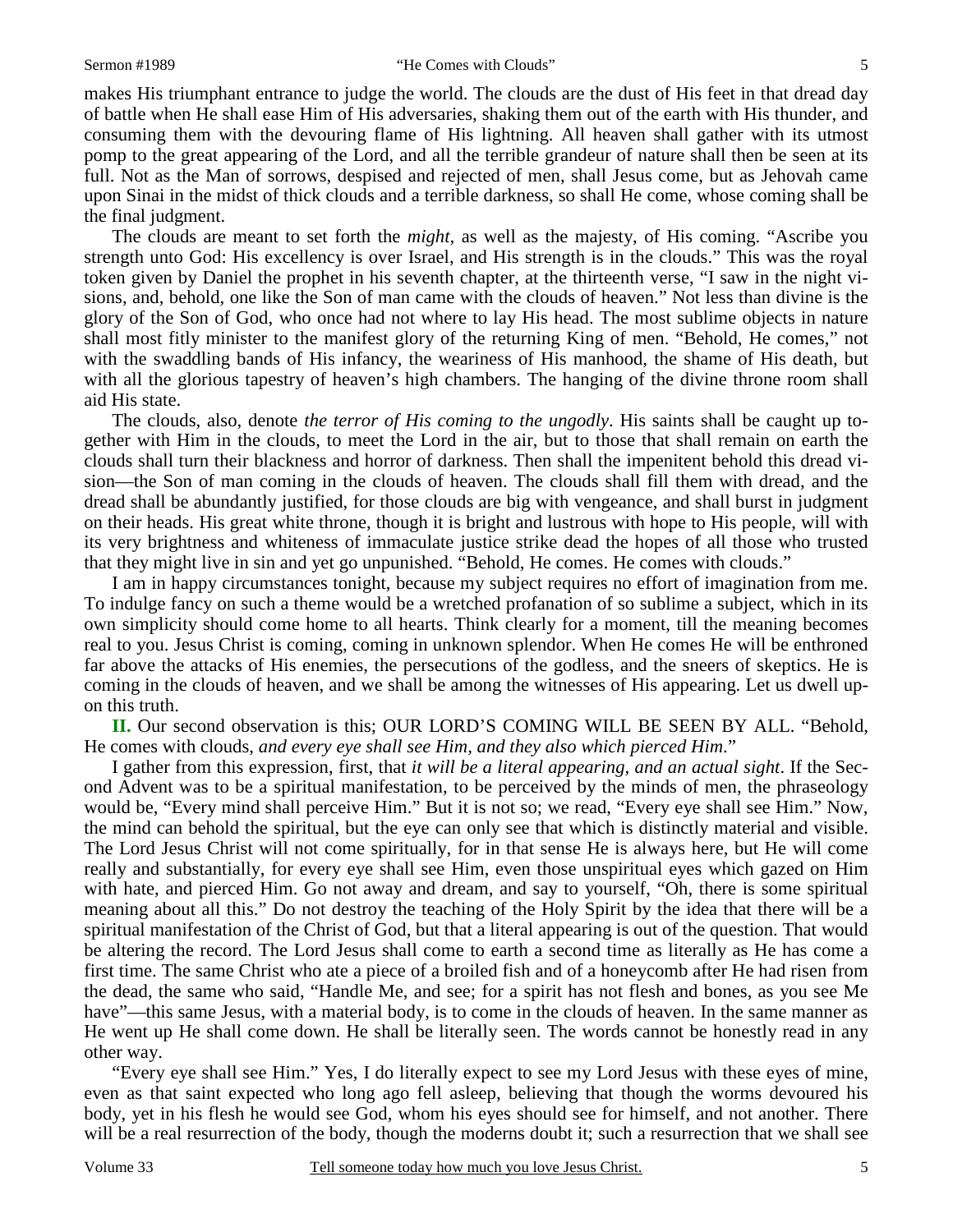makes His triumphant entrance to judge the world. The clouds are the dust of His feet in that dread day of battle when He shall ease Him of His adversaries, shaking them out of the earth with His thunder, and consuming them with the devouring flame of His lightning. All heaven shall gather with its utmost pomp to the great appearing of the Lord, and all the terrible grandeur of nature shall then be seen at its full. Not as the Man of sorrows, despised and rejected of men, shall Jesus come, but as Jehovah came upon Sinai in the midst of thick clouds and a terrible darkness, so shall He come, whose coming shall be the final judgment.

The clouds are meant to set forth the *might,* as well as the majesty, of His coming. "Ascribe you strength unto God: His excellency is over Israel, and His strength is in the clouds." This was the royal token given by Daniel the prophet in his seventh chapter, at the thirteenth verse, "I saw in the night visions, and, behold, one like the Son of man came with the clouds of heaven." Not less than divine is the glory of the Son of God, who once had not where to lay His head. The most sublime objects in nature shall most fitly minister to the manifest glory of the returning King of men. "Behold, He comes," not with the swaddling bands of His infancy, the weariness of His manhood, the shame of His death, but with all the glorious tapestry of heaven's high chambers. The hanging of the divine throne room shall aid His state.

The clouds, also, denote *the terror of His coming to the ungodly*. His saints shall be caught up together with Him in the clouds, to meet the Lord in the air, but to those that shall remain on earth the clouds shall turn their blackness and horror of darkness. Then shall the impenitent behold this dread vision—the Son of man coming in the clouds of heaven. The clouds shall fill them with dread, and the dread shall be abundantly justified, for those clouds are big with vengeance, and shall burst in judgment on their heads. His great white throne, though it is bright and lustrous with hope to His people, will with its very brightness and whiteness of immaculate justice strike dead the hopes of all those who trusted that they might live in sin and yet go unpunished. "Behold, He comes. He comes with clouds."

I am in happy circumstances tonight, because my subject requires no effort of imagination from me. To indulge fancy on such a theme would be a wretched profanation of so sublime a subject, which in its own simplicity should come home to all hearts. Think clearly for a moment, till the meaning becomes real to you. Jesus Christ is coming, coming in unknown splendor. When He comes He will be enthroned far above the attacks of His enemies, the persecutions of the godless, and the sneers of skeptics. He is coming in the clouds of heaven, and we shall be among the witnesses of His appearing. Let us dwell upon this truth.

**II.** Our second observation is this; OUR LORD'S COMING WILL BE SEEN BY ALL. "Behold, He comes with clouds, *and every eye shall see Him, and they also which pierced Him.*"

I gather from this expression, first, that *it will be a literal appearing, and an actual sight*. If the Second Advent was to be a spiritual manifestation, to be perceived by the minds of men, the phraseology would be, "Every mind shall perceive Him." But it is not so; we read, "Every eye shall see Him." Now, the mind can behold the spiritual, but the eye can only see that which is distinctly material and visible. The Lord Jesus Christ will not come spiritually, for in that sense He is always here, but He will come really and substantially, for every eye shall see Him, even those unspiritual eyes which gazed on Him with hate, and pierced Him. Go not away and dream, and say to yourself, "Oh, there is some spiritual meaning about all this." Do not destroy the teaching of the Holy Spirit by the idea that there will be a spiritual manifestation of the Christ of God, but that a literal appearing is out of the question. That would be altering the record. The Lord Jesus shall come to earth a second time as literally as He has come a first time. The same Christ who ate a piece of a broiled fish and of a honeycomb after He had risen from the dead, the same who said, "Handle Me, and see; for a spirit has not flesh and bones, as you see Me have"—this same Jesus, with a material body, is to come in the clouds of heaven. In the same manner as He went up He shall come down. He shall be literally seen. The words cannot be honestly read in any other way.

"Every eye shall see Him." Yes, I do literally expect to see my Lord Jesus with these eyes of mine, even as that saint expected who long ago fell asleep, believing that though the worms devoured his body, yet in his flesh he would see God, whom his eyes should see for himself, and not another. There will be a real resurrection of the body, though the moderns doubt it; such a resurrection that we shall see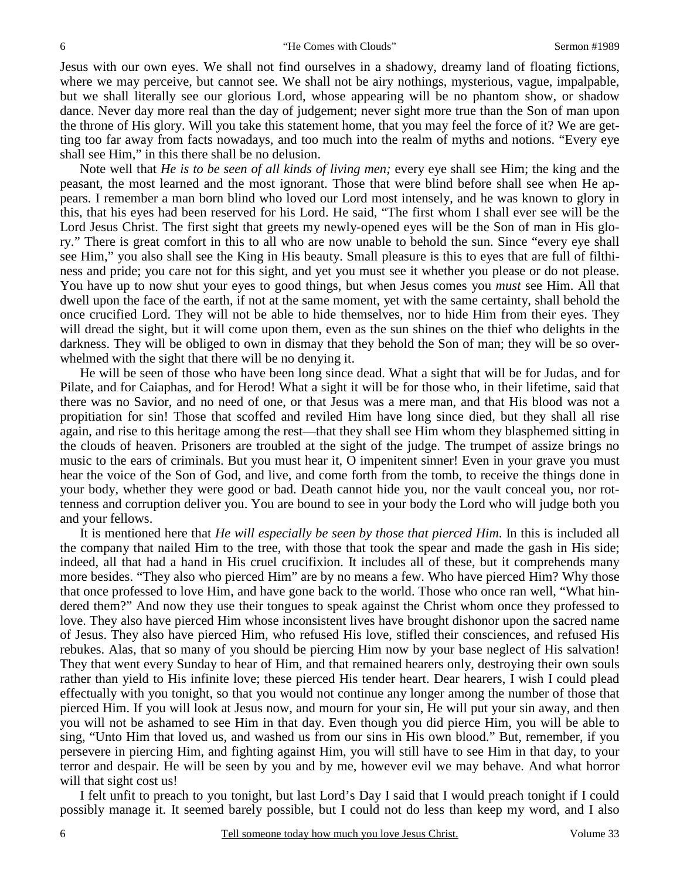Jesus with our own eyes. We shall not find ourselves in a shadowy, dreamy land of floating fictions, where we may perceive, but cannot see. We shall not be airy nothings, mysterious, vague, impalpable, but we shall literally see our glorious Lord, whose appearing will be no phantom show, or shadow dance. Never day more real than the day of judgement; never sight more true than the Son of man upon the throne of His glory. Will you take this statement home, that you may feel the force of it? We are getting too far away from facts nowadays, and too much into the realm of myths and notions. "Every eye shall see Him," in this there shall be no delusion.

Note well that *He is to be seen of all kinds of living men;* every eye shall see Him; the king and the peasant, the most learned and the most ignorant. Those that were blind before shall see when He appears. I remember a man born blind who loved our Lord most intensely, and he was known to glory in this, that his eyes had been reserved for his Lord. He said, "The first whom I shall ever see will be the Lord Jesus Christ. The first sight that greets my newly-opened eyes will be the Son of man in His glory." There is great comfort in this to all who are now unable to behold the sun. Since "every eye shall see Him," you also shall see the King in His beauty. Small pleasure is this to eyes that are full of filthiness and pride; you care not for this sight, and yet you must see it whether you please or do not please. You have up to now shut your eyes to good things, but when Jesus comes you *must* see Him. All that dwell upon the face of the earth, if not at the same moment, yet with the same certainty, shall behold the once crucified Lord. They will not be able to hide themselves, nor to hide Him from their eyes. They will dread the sight, but it will come upon them, even as the sun shines on the thief who delights in the darkness. They will be obliged to own in dismay that they behold the Son of man; they will be so overwhelmed with the sight that there will be no denying it.

He will be seen of those who have been long since dead. What a sight that will be for Judas, and for Pilate, and for Caiaphas, and for Herod! What a sight it will be for those who, in their lifetime, said that there was no Savior, and no need of one, or that Jesus was a mere man, and that His blood was not a propitiation for sin! Those that scoffed and reviled Him have long since died, but they shall all rise again, and rise to this heritage among the rest—that they shall see Him whom they blasphemed sitting in the clouds of heaven. Prisoners are troubled at the sight of the judge. The trumpet of assize brings no music to the ears of criminals. But you must hear it, O impenitent sinner! Even in your grave you must hear the voice of the Son of God, and live, and come forth from the tomb, to receive the things done in your body, whether they were good or bad. Death cannot hide you, nor the vault conceal you, nor rottenness and corruption deliver you. You are bound to see in your body the Lord who will judge both you and your fellows.

It is mentioned here that *He will especially be seen by those that pierced Him.* In this is included all the company that nailed Him to the tree, with those that took the spear and made the gash in His side; indeed, all that had a hand in His cruel crucifixion. It includes all of these, but it comprehends many more besides. "They also who pierced Him" are by no means a few. Who have pierced Him? Why those that once professed to love Him, and have gone back to the world. Those who once ran well, "What hindered them?" And now they use their tongues to speak against the Christ whom once they professed to love. They also have pierced Him whose inconsistent lives have brought dishonor upon the sacred name of Jesus. They also have pierced Him, who refused His love, stifled their consciences, and refused His rebukes. Alas, that so many of you should be piercing Him now by your base neglect of His salvation! They that went every Sunday to hear of Him, and that remained hearers only, destroying their own souls rather than yield to His infinite love; these pierced His tender heart. Dear hearers, I wish I could plead effectually with you tonight, so that you would not continue any longer among the number of those that pierced Him. If you will look at Jesus now, and mourn for your sin, He will put your sin away, and then you will not be ashamed to see Him in that day. Even though you did pierce Him, you will be able to sing, "Unto Him that loved us, and washed us from our sins in His own blood." But, remember, if you persevere in piercing Him, and fighting against Him, you will still have to see Him in that day, to your terror and despair. He will be seen by you and by me, however evil we may behave. And what horror will that sight cost us!

I felt unfit to preach to you tonight, but last Lord's Day I said that I would preach tonight if I could possibly manage it. It seemed barely possible, but I could not do less than keep my word, and I also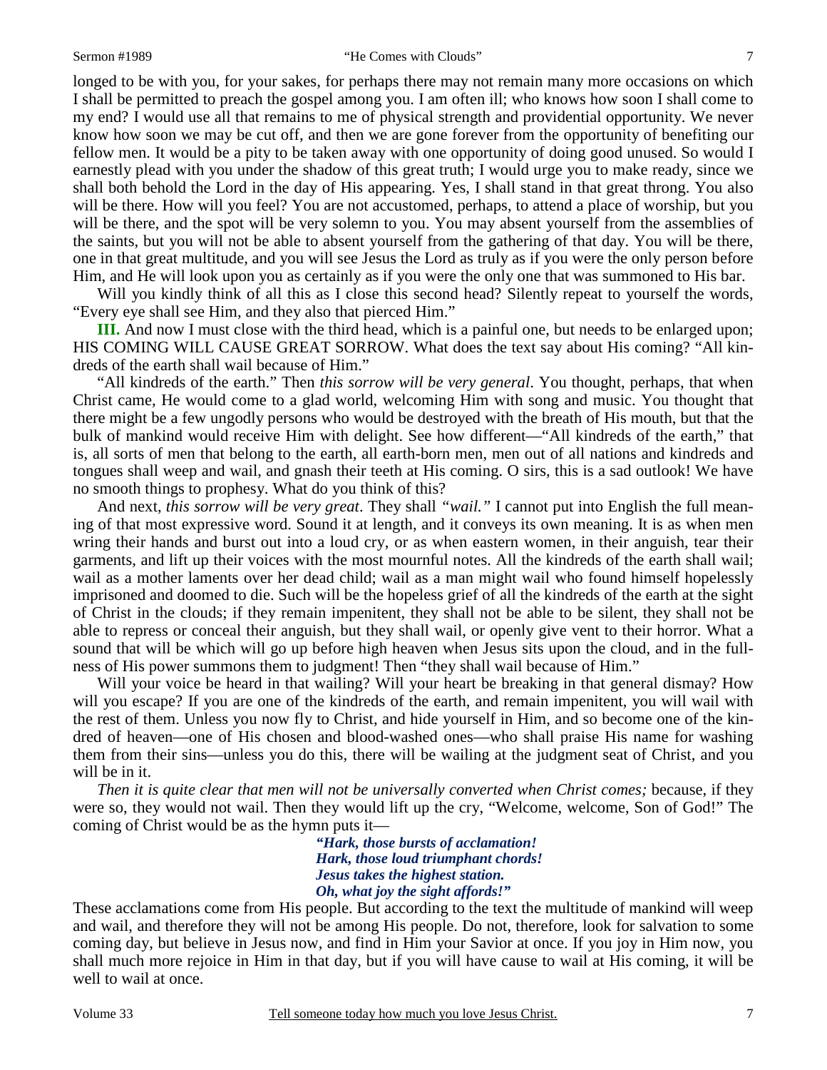longed to be with you, for your sakes, for perhaps there may not remain many more occasions on which I shall be permitted to preach the gospel among you. I am often ill; who knows how soon I shall come to my end? I would use all that remains to me of physical strength and providential opportunity. We never know how soon we may be cut off, and then we are gone forever from the opportunity of benefiting our fellow men. It would be a pity to be taken away with one opportunity of doing good unused. So would I earnestly plead with you under the shadow of this great truth; I would urge you to make ready, since we shall both behold the Lord in the day of His appearing. Yes, I shall stand in that great throng. You also will be there. How will you feel? You are not accustomed, perhaps, to attend a place of worship, but you will be there, and the spot will be very solemn to you. You may absent yourself from the assemblies of the saints, but you will not be able to absent yourself from the gathering of that day. You will be there, one in that great multitude, and you will see Jesus the Lord as truly as if you were the only person before Him, and He will look upon you as certainly as if you were the only one that was summoned to His bar.

Will you kindly think of all this as I close this second head? Silently repeat to yourself the words, "Every eye shall see Him, and they also that pierced Him."

**III.** And now I must close with the third head, which is a painful one, but needs to be enlarged upon; HIS COMING WILL CAUSE GREAT SORROW. What does the text say about His coming? "All kindreds of the earth shall wail because of Him."

"All kindreds of the earth." Then *this sorrow will be very general*. You thought, perhaps, that when Christ came, He would come to a glad world, welcoming Him with song and music. You thought that there might be a few ungodly persons who would be destroyed with the breath of His mouth, but that the bulk of mankind would receive Him with delight. See how different—"All kindreds of the earth," that is, all sorts of men that belong to the earth, all earth-born men, men out of all nations and kindreds and tongues shall weep and wail, and gnash their teeth at His coming. O sirs, this is a sad outlook! We have no smooth things to prophesy. What do you think of this?

And next, *this sorrow will be very great*. They shall *"wail."* I cannot put into English the full meaning of that most expressive word. Sound it at length, and it conveys its own meaning. It is as when men wring their hands and burst out into a loud cry, or as when eastern women, in their anguish, tear their garments, and lift up their voices with the most mournful notes. All the kindreds of the earth shall wail; wail as a mother laments over her dead child; wail as a man might wail who found himself hopelessly imprisoned and doomed to die. Such will be the hopeless grief of all the kindreds of the earth at the sight of Christ in the clouds; if they remain impenitent, they shall not be able to be silent, they shall not be able to repress or conceal their anguish, but they shall wail, or openly give vent to their horror. What a sound that will be which will go up before high heaven when Jesus sits upon the cloud, and in the fullness of His power summons them to judgment! Then "they shall wail because of Him."

Will your voice be heard in that wailing? Will your heart be breaking in that general dismay? How will you escape? If you are one of the kindreds of the earth, and remain impenitent, you will wail with the rest of them. Unless you now fly to Christ, and hide yourself in Him, and so become one of the kindred of heaven—one of His chosen and blood-washed ones—who shall praise His name for washing them from their sins—unless you do this, there will be wailing at the judgment seat of Christ, and you will be in it.

*Then it is quite clear that men will not be universally converted when Christ comes;* because, if they were so, they would not wail. Then they would lift up the cry, "Welcome, welcome, Son of God!" The coming of Christ would be as the hymn puts it—

*"Hark, those bursts of acclamation!*
*Hark, those loud triumphant chords!*
*Jesus takes the highest station.*
*Oh, what joy the sight affords!"*

These acclamations come from His people. But according to the text the multitude of mankind will weep and wail, and therefore they will not be among His people. Do not, therefore, look for salvation to some coming day, but believe in Jesus now, and find in Him your Savior at once. If you joy in Him now, you shall much more rejoice in Him in that day, but if you will have cause to wail at His coming, it will be well to wail at once.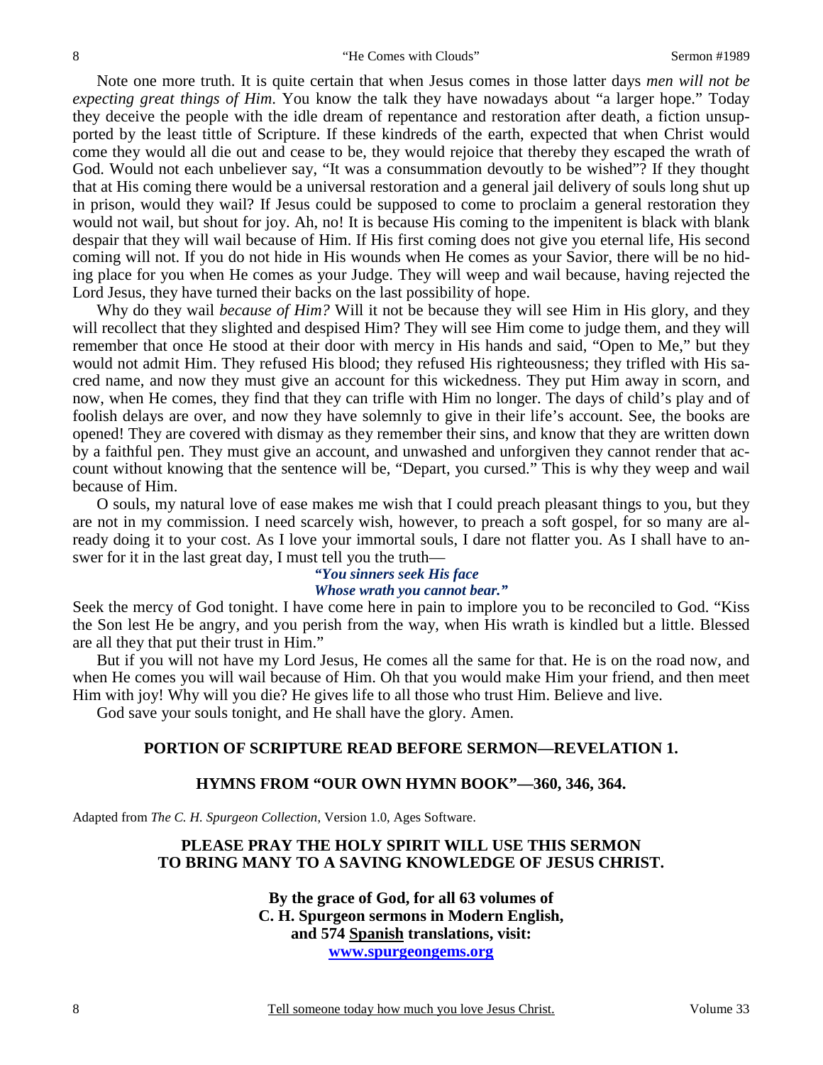Note one more truth. It is quite certain that when Jesus comes in those latter days *men will not be expecting great things of Him*. You know the talk they have nowadays about "a larger hope." Today they deceive the people with the idle dream of repentance and restoration after death, a fiction unsupported by the least tittle of Scripture. If these kindreds of the earth, expected that when Christ would come they would all die out and cease to be, they would rejoice that thereby they escaped the wrath of God. Would not each unbeliever say, "It was a consummation devoutly to be wished"? If they thought that at His coming there would be a universal restoration and a general jail delivery of souls long shut up in prison, would they wail? If Jesus could be supposed to come to proclaim a general restoration they would not wail, but shout for joy. Ah, no! It is because His coming to the impenitent is black with blank despair that they will wail because of Him. If His first coming does not give you eternal life, His second coming will not. If you do not hide in His wounds when He comes as your Savior, there will be no hiding place for you when He comes as your Judge. They will weep and wail because, having rejected the Lord Jesus, they have turned their backs on the last possibility of hope.

Why do they wail *because of Him?* Will it not be because they will see Him in His glory, and they will recollect that they slighted and despised Him? They will see Him come to judge them, and they will remember that once He stood at their door with mercy in His hands and said, "Open to Me," but they would not admit Him. They refused His blood; they refused His righteousness; they trifled with His sacred name, and now they must give an account for this wickedness. They put Him away in scorn, and now, when He comes, they find that they can trifle with Him no longer. The days of child's play and of foolish delays are over, and now they have solemnly to give in their life's account. See, the books are opened! They are covered with dismay as they remember their sins, and know that they are written down by a faithful pen. They must give an account, and unwashed and unforgiven they cannot render that account without knowing that the sentence will be, "Depart, you cursed." This is why they weep and wail because of Him.

O souls, my natural love of ease makes me wish that I could preach pleasant things to you, but they are not in my commission. I need scarcely wish, however, to preach a soft gospel, for so many are already doing it to your cost. As I love your immortal souls, I dare not flatter you. As I shall have to answer for it in the last great day, I must tell you the truth—

***"You sinners seek His face***
***Whose wrath you cannot bear."***

Seek the mercy of God tonight. I have come here in pain to implore you to be reconciled to God. "Kiss the Son lest He be angry, and you perish from the way, when His wrath is kindled but a little. Blessed are all they that put their trust in Him."

But if you will not have my Lord Jesus, He comes all the same for that. He is on the road now, and when He comes you will wail because of Him. Oh that you would make Him your friend, and then meet Him with joy! Why will you die? He gives life to all those who trust Him. Believe and live.

God save your souls tonight, and He shall have the glory. Amen.

**PORTION OF SCRIPTURE READ BEFORE SERMON—REVELATION 1.**

**HYMNS FROM "OUR OWN HYMN BOOK"—360, 346, 364.**

Adapted from *The C. H. Spurgeon Collection*, Version 1.0, Ages Software.

**PLEASE PRAY THE HOLY SPIRIT WILL USE THIS SERMON TO BRING MANY TO A SAVING KNOWLEDGE OF JESUS CHRIST.**

**By the grace of God, for all 63 volumes of C. H. Spurgeon sermons in Modern English, and 574 Spanish translations, visit: www.spurgeongems.org**

Tell someone today how much you love Jesus Christ.